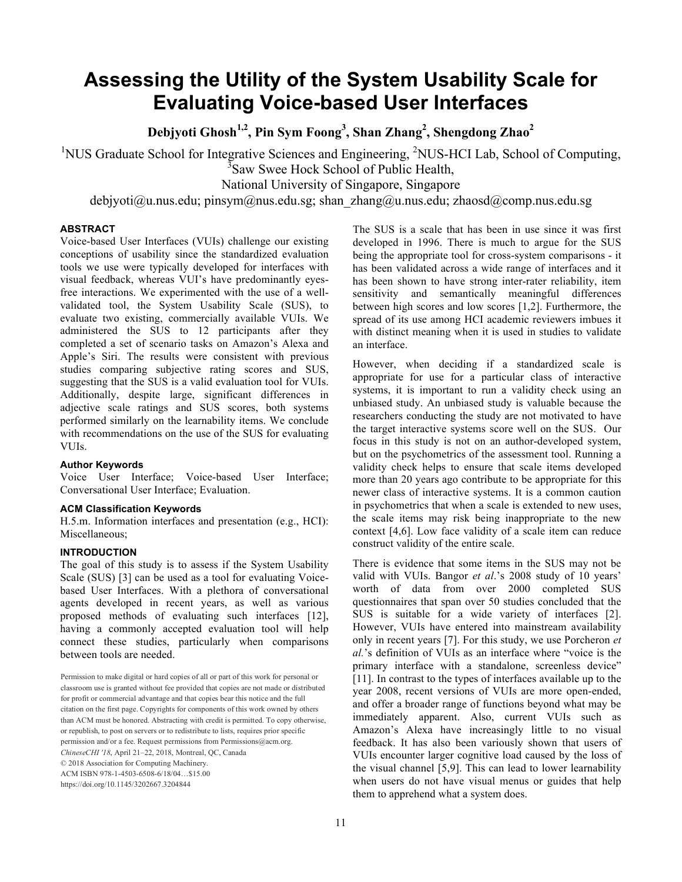# Assessing the Utility of the System Usability Scale for Evaluating Voice-based User Interfaces

**Debjyoti Ghosh[1,2], Pin Sym Foong[3], Shan Zhang[2], Shengdong Zhao[2]**

[1]NUS Graduate School for Integrative Sciences and Engineering, [2]NUS-HCI Lab, School of Computing, [3]Saw Swee Hock School of Public Health,
National University of Singapore, Singapore

debjyoti@u.nus.edu; pinsym@nus.edu.sg; shan_zhang@u.nus.edu; zhaosd@comp.nus.edu.sg

## ABSTRACT

Voice-based User Interfaces (VUIs) challenge our existing conceptions of usability since the standardized evaluation tools we use were typically developed for interfaces with visual feedback, whereas VUI's have predominantly eyes-free interactions. We experimented with the use of a well-validated tool, the System Usability Scale (SUS), to evaluate two existing, commercially available VUIs. We administered the SUS to 12 participants after they completed a set of scenario tasks on Amazon's Alexa and Apple's Siri. The results were consistent with previous studies comparing subjective rating scores and SUS, suggesting that the SUS is a valid evaluation tool for VUIs. Additionally, despite large, significant differences in adjective scale ratings and SUS scores, both systems performed similarly on the learnability items. We conclude with recommendations on the use of the SUS for evaluating VUIs.

### Author Keywords

Voice User Interface; Voice-based User Interface; Conversational User Interface; Evaluation.

### ACM Classification Keywords

H.5.m. Information interfaces and presentation (e.g., HCI): Miscellaneous;

## INTRODUCTION

The goal of this study is to assess if the System Usability Scale (SUS) [3] can be used as a tool for evaluating Voice-based User Interfaces. With a plethora of conversational agents developed in recent years, as well as various proposed methods of evaluating such interfaces [12], having a commonly accepted evaluation tool will help connect these studies, particularly when comparisons between tools are needed.

Permission to make digital or hard copies of all or part of this work for personal or classroom use is granted without fee provided that copies are not made or distributed for profit or commercial advantage and that copies bear this notice and the full citation on the first page. Copyrights for components of this work owned by others than ACM must be honored. Abstracting with credit is permitted. To copy otherwise, or republish, to post on servers or to redistribute to lists, requires prior specific permission and/or a fee. Request permissions from Permissions@acm.org.
*ChineseCHI '18*, April 21–22, 2018, Montreal, QC, Canada
© 2018 Association for Computing Machinery.
ACM ISBN 978-1-4503-6508-6/18/04…$15.00
https://doi.org/10.1145/3202667.3204844

The SUS is a scale that has been in use since it was first developed in 1996. There is much to argue for the SUS being the appropriate tool for cross-system comparisons - it has been validated across a wide range of interfaces and it has been shown to have strong inter-rater reliability, item sensitivity and semantically meaningful differences between high scores and low scores [1,2]. Furthermore, the spread of its use among HCI academic reviewers imbues it with distinct meaning when it is used in studies to validate an interface.

However, when deciding if a standardized scale is appropriate for use for a particular class of interactive systems, it is important to run a validity check using an unbiased study. An unbiased study is valuable because the researchers conducting the study are not motivated to have the target interactive systems score well on the SUS. Our focus in this study is not on an author-developed system, but on the psychometrics of the assessment tool. Running a validity check helps to ensure that scale items developed more than 20 years ago contribute to be appropriate for this newer class of interactive systems. It is a common caution in psychometrics that when a scale is extended to new uses, the scale items may risk being inappropriate to the new context [4,6]. Low face validity of a scale item can reduce construct validity of the entire scale.

There is evidence that some items in the SUS may not be valid with VUIs. Bangor *et al*.'s 2008 study of 10 years' worth of data from over 2000 completed SUS questionnaires that span over 50 studies concluded that the SUS is suitable for a wide variety of interfaces [2]. However, VUIs have entered into mainstream availability only in recent years [7]. For this study, we use Porcheron *et al.*'s definition of VUIs as an interface where "voice is the primary interface with a standalone, screenless device" [11]. In contrast to the types of interfaces available up to the year 2008, recent versions of VUIs are more open-ended, and offer a broader range of functions beyond what may be immediately apparent. Also, current VUIs such as Amazon's Alexa have increasingly little to no visual feedback. It has also been variously shown that users of VUIs encounter larger cognitive load caused by the loss of the visual channel [5,9]. This can lead to lower learnability when users do not have visual menus or guides that help them to apprehend what a system does.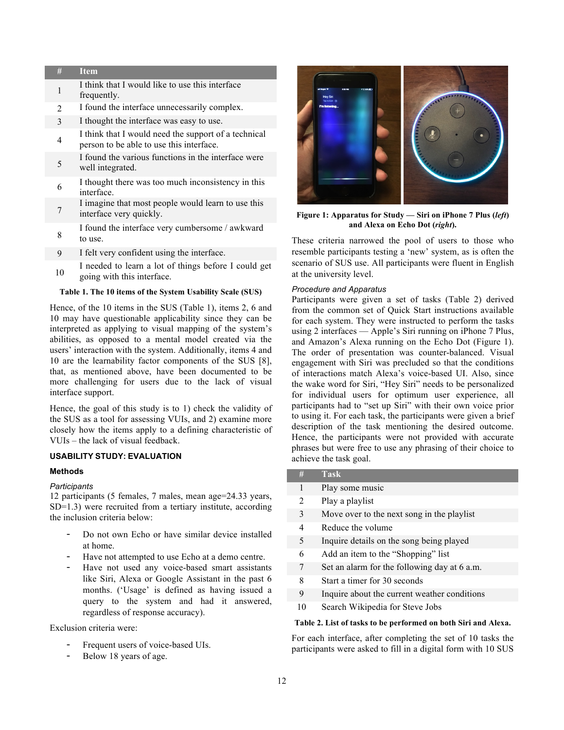| # | Item |
|---|---|
| 1 | I think that I would like to use this interface frequently. |
| 2 | I found the interface unnecessarily complex. |
| 3 | I thought the interface was easy to use. |
| 4 | I think that I would need the support of a technical person to be able to use this interface. |
| 5 | I found the various functions in the interface were well integrated. |
| 6 | I thought there was too much inconsistency in this interface. |
| 7 | I imagine that most people would learn to use this interface very quickly. |
| 8 | I found the interface very cumbersome / awkward to use. |
| 9 | I felt very confident using the interface. |
| 10 | I needed to learn a lot of things before I could get going with this interface. |

**Table 1. The 10 items of the System Usability Scale (SUS)**

Hence, of the 10 items in the SUS (Table 1), items 2, 6 and 10 may have questionable applicability since they can be interpreted as applying to visual mapping of the system's abilities, as opposed to a mental model created via the users' interaction with the system. Additionally, items 4 and 10 are the learnability factor components of the SUS [8], that, as mentioned above, have been documented to be more challenging for users due to the lack of visual interface support.

Hence, the goal of this study is to 1) check the validity of the SUS as a tool for assessing VUIs, and 2) examine more closely how the items apply to a defining characteristic of VUIs – the lack of visual feedback.

## USABILITY STUDY: EVALUATION

### Methods

#### *Participants*

12 participants (5 females, 7 males, mean age=24.33 years, SD=1.3) were recruited from a tertiary institute, according the inclusion criteria below:

- Do not own Echo or have similar device installed at home.
- Have not attempted to use Echo at a demo centre.
- Have not used any voice-based smart assistants like Siri, Alexa or Google Assistant in the past 6 months. ('Usage' is defined as having issued a query to the system and had it answered, regardless of response accuracy).

Exclusion criteria were:

- Frequent users of voice-based UIs.
- Below 18 years of age.

**Figure 1: Apparatus for Study — Siri on iPhone 7 Plus (*left*) and Alexa on Echo Dot (*right*).**

These criteria narrowed the pool of users to those who resemble participants testing a 'new' system, as is often the scenario of SUS use. All participants were fluent in English at the university level.

#### *Procedure and Apparatus*

Participants were given a set of tasks (Table 2) derived from the common set of Quick Start instructions available for each system. They were instructed to perform the tasks using 2 interfaces — Apple's Siri running on iPhone 7 Plus, and Amazon's Alexa running on the Echo Dot (Figure 1). The order of presentation was counter-balanced. Visual engagement with Siri was precluded so that the conditions of interactions match Alexa's voice-based UI. Also, since the wake word for Siri, "Hey Siri" needs to be personalized for individual users for optimum user experience, all participants had to "set up Siri" with their own voice prior to using it. For each task, the participants were given a brief description of the task mentioning the desired outcome. Hence, the participants were not provided with accurate phrases but were free to use any phrasing of their choice to achieve the task goal.

| # | Task |
|---|---|
| 1 | Play some music |
| 2 | Play a playlist |
| 3 | Move over to the next song in the playlist |
| 4 | Reduce the volume |
| 5 | Inquire details on the song being played |
| 6 | Add an item to the "Shopping" list |
| 7 | Set an alarm for the following day at 6 a.m. |
| 8 | Start a timer for 30 seconds |
| 9 | Inquire about the current weather conditions |
| 10 | Search Wikipedia for Steve Jobs |

**Table 2. List of tasks to be performed on both Siri and Alexa.**

For each interface, after completing the set of 10 tasks the participants were asked to fill in a digital form with 10 SUS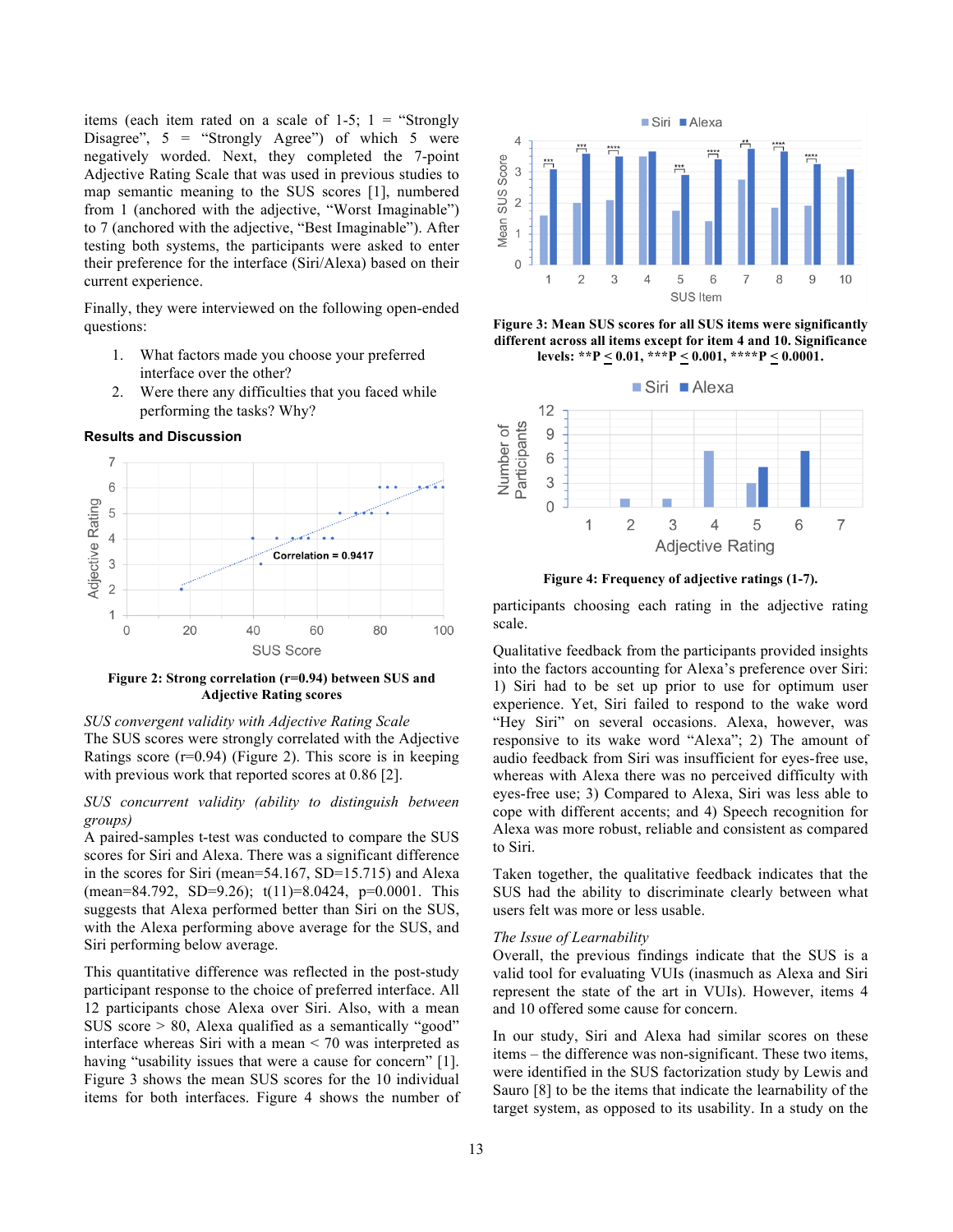items (each item rated on a scale of 1-5; 1 = "Strongly Disagree", 5 = "Strongly Agree") of which 5 were negatively worded. Next, they completed the 7-point Adjective Rating Scale that was used in previous studies to map semantic meaning to the SUS scores [1], numbered from 1 (anchored with the adjective, "Worst Imaginable") to 7 (anchored with the adjective, "Best Imaginable"). After testing both systems, the participants were asked to enter their preference for the interface (Siri/Alexa) based on their current experience.

Finally, they were interviewed on the following open-ended questions:

1. What factors made you choose your preferred interface over the other?
2. Were there any difficulties that you faced while performing the tasks? Why?

### Results and Discussion

**Figure 2: Strong correlation (r=0.94) between SUS and Adjective Rating scores**

*SUS convergent validity with Adjective Rating Scale*
The SUS scores were strongly correlated with the Adjective Ratings score (r=0.94) (Figure 2). This score is in keeping with previous work that reported scores at 0.86 [2].

*SUS concurrent validity (ability to distinguish between groups)*
A paired-samples t-test was conducted to compare the SUS scores for Siri and Alexa. There was a significant difference in the scores for Siri (mean=54.167, SD=15.715) and Alexa (mean=84.792, SD=9.26); $t(11)=8.0424$, $p=0.0001$. This suggests that Alexa performed better than Siri on the SUS, with the Alexa performing above average for the SUS, and Siri performing below average.

This quantitative difference was reflected in the post-study participant response to the choice of preferred interface. All 12 participants chose Alexa over Siri. Also, with a mean SUS score > 80, Alexa qualified as a semantically "good" interface whereas Siri with a mean < 70 was interpreted as having "usability issues that were a cause for concern" [1]. Figure 3 shows the mean SUS scores for the 10 individual items for both interfaces. Figure 4 shows the number of participants choosing each rating in the adjective rating scale.

**Figure 3: Mean SUS scores for all SUS items were significantly different across all items except for item 4 and 10. Significance levels: **P ≤ 0.01, ***P ≤ 0.001, ****P ≤ 0.0001.**

**Figure 4: Frequency of adjective ratings (1-7).**

Qualitative feedback from the participants provided insights into the factors accounting for Alexa's preference over Siri: 1) Siri had to be set up prior to use for optimum user experience. Yet, Siri failed to respond to the wake word "Hey Siri" on several occasions. Alexa, however, was responsive to its wake word "Alexa"; 2) The amount of audio feedback from Siri was insufficient for eyes-free use, whereas with Alexa there was no perceived difficulty with eyes-free use; 3) Compared to Alexa, Siri was less able to cope with different accents; and 4) Speech recognition for Alexa was more robust, reliable and consistent as compared to Siri.

Taken together, the qualitative feedback indicates that the SUS had the ability to discriminate clearly between what users felt was more or less usable.

*The Issue of Learnability*
Overall, the previous findings indicate that the SUS is a valid tool for evaluating VUIs (inasmuch as Alexa and Siri represent the state of the art in VUIs). However, items 4 and 10 offered some cause for concern.

In our study, Siri and Alexa had similar scores on these items – the difference was non-significant. These two items, were identified in the SUS factorization study by Lewis and Sauro [8] to be the items that indicate the learnability of the target system, as opposed to its usability. In a study on the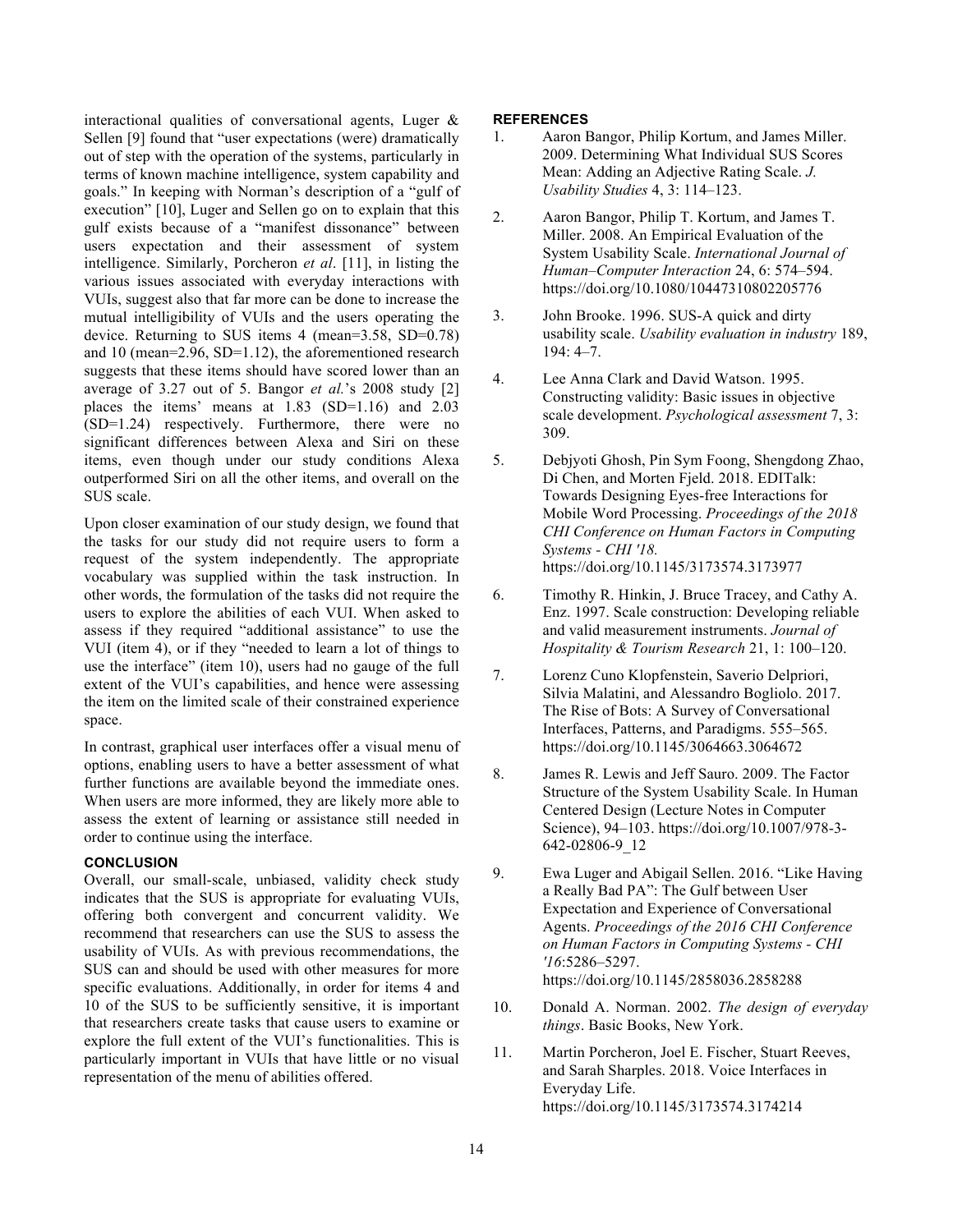interactional qualities of conversational agents, Luger & Sellen [9] found that "user expectations (were) dramatically out of step with the operation of the systems, particularly in terms of known machine intelligence, system capability and goals." In keeping with Norman's description of a "gulf of execution" [10], Luger and Sellen go on to explain that this gulf exists because of a "manifest dissonance" between users expectation and their assessment of system intelligence. Similarly, Porcheron *et al*. [11], in listing the various issues associated with everyday interactions with VUIs, suggest also that far more can be done to increase the mutual intelligibility of VUIs and the users operating the device. Returning to SUS items 4 (mean=3.58, SD=0.78) and 10 (mean=2.96, SD=1.12), the aforementioned research suggests that these items should have scored lower than an average of 3.27 out of 5. Bangor *et al.*'s 2008 study [2] places the items' means at 1.83 (SD=1.16) and 2.03 (SD=1.24) respectively. Furthermore, there were no significant differences between Alexa and Siri on these items, even though under our study conditions Alexa outperformed Siri on all the other items, and overall on the SUS scale.

Upon closer examination of our study design, we found that the tasks for our study did not require users to form a request of the system independently. The appropriate vocabulary was supplied within the task instruction. In other words, the formulation of the tasks did not require the users to explore the abilities of each VUI. When asked to assess if they required "additional assistance" to use the VUI (item 4), or if they "needed to learn a lot of things to use the interface" (item 10), users had no gauge of the full extent of the VUI's capabilities, and hence were assessing the item on the limited scale of their constrained experience space.

In contrast, graphical user interfaces offer a visual menu of options, enabling users to have a better assessment of what further functions are available beyond the immediate ones. When users are more informed, they are likely more able to assess the extent of learning or assistance still needed in order to continue using the interface.

## CONCLUSION

Overall, our small-scale, unbiased, validity check study indicates that the SUS is appropriate for evaluating VUIs, offering both convergent and concurrent validity. We recommend that researchers can use the SUS to assess the usability of VUIs. As with previous recommendations, the SUS can and should be used with other measures for more specific evaluations. Additionally, in order for items 4 and 10 of the SUS to be sufficiently sensitive, it is important that researchers create tasks that cause users to examine or explore the full extent of the VUI's functionalities. This is particularly important in VUIs that have little or no visual representation of the menu of abilities offered.

## REFERENCES

1. Aaron Bangor, Philip Kortum, and James Miller. 2009. Determining What Individual SUS Scores Mean: Adding an Adjective Rating Scale. *J. Usability Studies* 4, 3: 114–123.
2. Aaron Bangor, Philip T. Kortum, and James T. Miller. 2008. An Empirical Evaluation of the System Usability Scale. *International Journal of Human–Computer Interaction* 24, 6: 574–594. https://doi.org/10.1080/10447310802205776
3. John Brooke. 1996. SUS-A quick and dirty usability scale. *Usability evaluation in industry* 189, 194: 4–7.
4. Lee Anna Clark and David Watson. 1995. Constructing validity: Basic issues in objective scale development. *Psychological assessment* 7, 3: 309.
5. Debjyoti Ghosh, Pin Sym Foong, Shengdong Zhao, Di Chen, and Morten Fjeld. 2018. EDITalk: Towards Designing Eyes-free Interactions for Mobile Word Processing. *Proceedings of the 2018 CHI Conference on Human Factors in Computing Systems - CHI '18.* https://doi.org/10.1145/3173574.3173977
6. Timothy R. Hinkin, J. Bruce Tracey, and Cathy A. Enz. 1997. Scale construction: Developing reliable and valid measurement instruments. *Journal of Hospitality & Tourism Research* 21, 1: 100–120.
7. Lorenz Cuno Klopfenstein, Saverio Delpriori, Silvia Malatini, and Alessandro Bogliolo. 2017. The Rise of Bots: A Survey of Conversational Interfaces, Patterns, and Paradigms. 555–565. https://doi.org/10.1145/3064663.3064672
8. James R. Lewis and Jeff Sauro. 2009. The Factor Structure of the System Usability Scale. In Human Centered Design (Lecture Notes in Computer Science), 94–103. https://doi.org/10.1007/978-3-642-02806-9_12
9. Ewa Luger and Abigail Sellen. 2016. "Like Having a Really Bad PA": The Gulf between User Expectation and Experience of Conversational Agents. *Proceedings of the 2016 CHI Conference on Human Factors in Computing Systems - CHI '16*:5286–5297. https://doi.org/10.1145/2858036.2858288
10. Donald A. Norman. 2002. *The design of everyday things*. Basic Books, New York.
11. Martin Porcheron, Joel E. Fischer, Stuart Reeves, and Sarah Sharples. 2018. Voice Interfaces in Everyday Life. https://doi.org/10.1145/3173574.3174214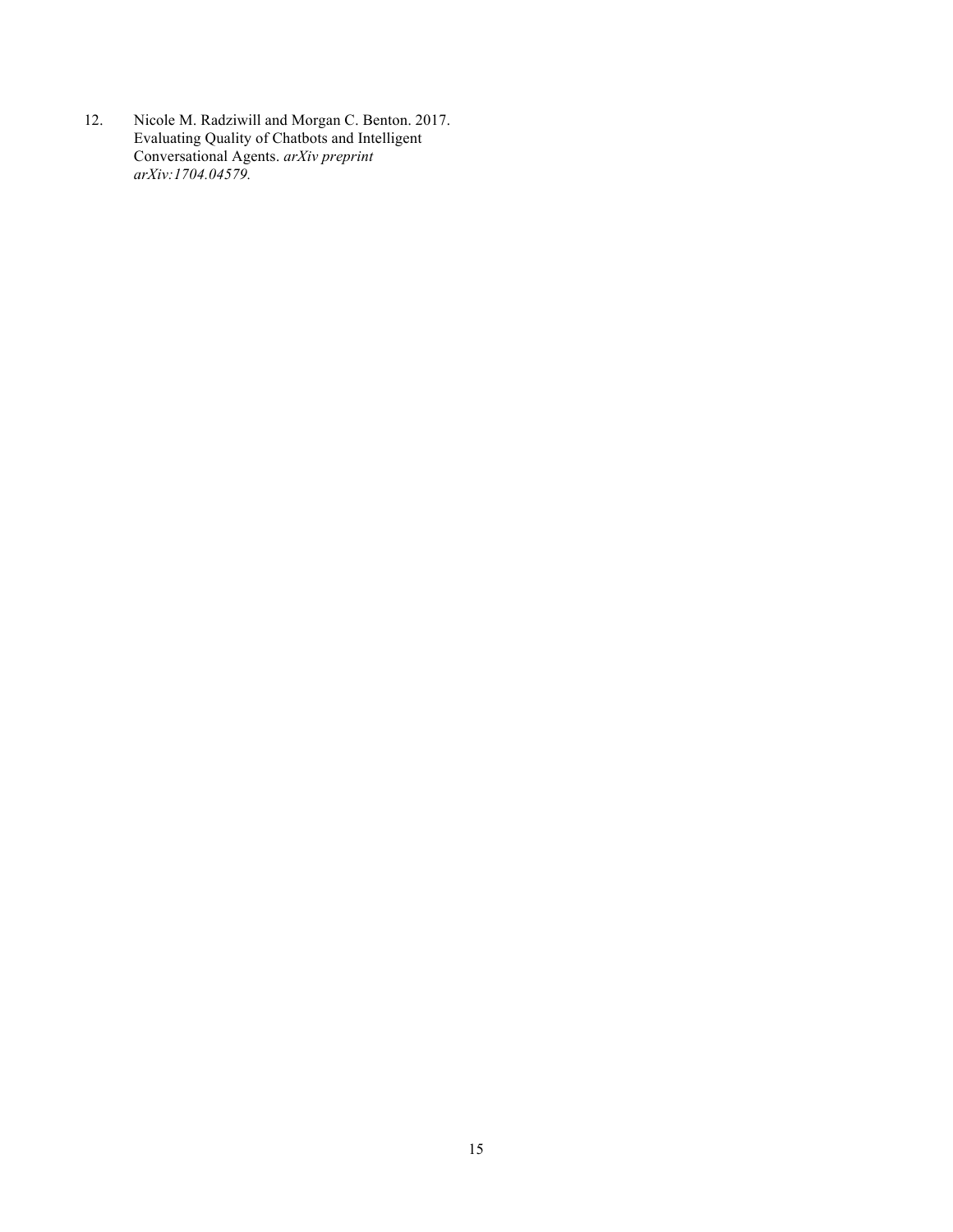12. Nicole M. Radziwill and Morgan C. Benton. 2017. Evaluating Quality of Chatbots and Intelligent Conversational Agents. *arXiv preprint arXiv:1704.04579.*